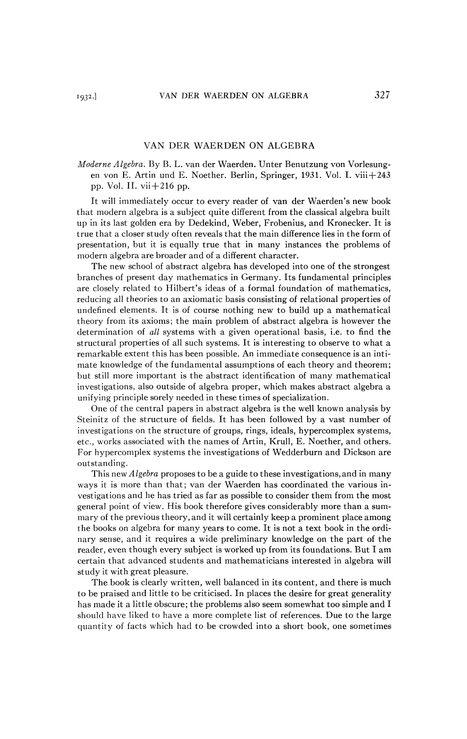# VAN DER WAERDEN ON ALGEBRA

*Moderne Algebra*. By B. L. van der Waerden. Unter Benutzung von Vorlesungen von E. Artin und E. Noether. Berlin, Springer, 1931. Vol. I. viii+243 pp. Vol. II. vii+216 pp.

It will immediately occur to every reader of van der Waerden's new book that modern algebra is a subject quite different from the classical algebra built up in its last golden era by Dedekind, Weber, Frobenius, and Kronecker. It is true that a closer study often reveals that the main difference lies in the form of presentation, but it is equally true that in many instances the problems of modern algebra are broader and of a different character.

The new school of abstract algebra has developed into one of the strongest branches of present day mathematics in Germany. Its fundamental principles are closely related to Hilbert's ideas of a formal foundation of mathematics, reducing all theories to an axiomatic basis consisting of relational properties of undefined elements. It is of course nothing new to build up a mathematical theory from its axioms; the main problem of abstract algebra is however the determination of *all* systems with a given operational basis, i.e. to find the structural properties of all such systems. It is interesting to observe to what a remarkable extent this has been possible. An immediate consequence is an intimate knowledge of the fundamental assumptions of each theory and theorem; but still more important is the abstract identification of many mathematical investigations, also outside of algebra proper, which makes abstract algebra a unifying principle sorely needed in these times of specialization.

One of the central papers in abstract algebra is the well known analysis by Steinitz of the structure of fields. It has been followed by a vast number of investigations on the structure of groups, rings, ideals, hypercomplex systems, etc., works associated with the names of Artin, Krull, E. Noether, and others. For hypercomplex systems the investigations of Wedderburn and Dickson are outstanding.

This new *Algebra* proposes to be a guide to these investigations, and in many ways it is more than that; van der Waerden has coordinated the various investigations and he has tried as far as possible to consider them from the most general point of view. His book therefore gives considerably more than a summary of the previous theory, and it will certainly keep a prominent place among the books on algebra for many years to come. It is not a text book in the ordinary sense, and it requires a wide preliminary knowledge on the part of the reader, even though every subject is worked up from its foundations. But I am certain that advanced students and mathematicians interested in algebra will study it with great pleasure.

The book is clearly written, well balanced in its content, and there is much to be praised and little to be criticised. In places the desire for great generality has made it a little obscure; the problems also seem somewhat too simple and I should have liked to have a more complete list of references. Due to the large quantity of facts which had to be crowded into a short book, one sometimes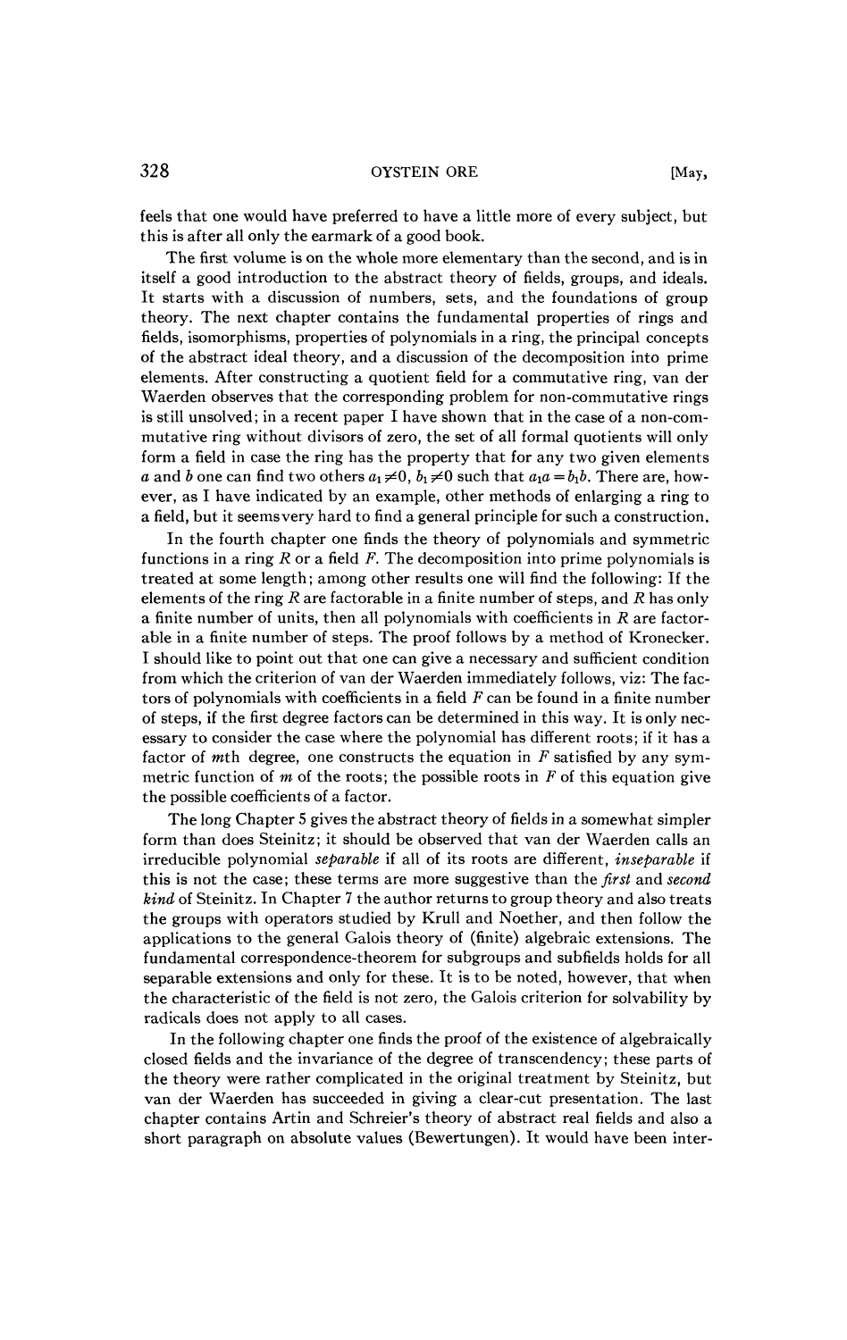feels that one would have preferred to have a little more of every subject, but this is after all only the earmark of a good book.

The first volume is on the whole more elementary than the second, and is in itself a good introduction to the abstract theory of fields, groups, and ideals. It starts with a discussion of numbers, sets, and the foundations of group theory. The next chapter contains the fundamental properties of rings and fields, isomorphisms, properties of polynomials in a ring, the principal concepts of the abstract ideal theory, and a discussion of the decomposition into prime elements. After constructing a quotient field for a commutative ring, van der Waerden observes that the corresponding problem for non-commutative rings is still unsolved; in a recent paper I have shown that in the case of a non-commutative ring without divisors of zero, the set of all formal quotients will only form a field in case the ring has the property that for any two given elements $a$ and $b$ one can find two others $a_1 \neq 0$, $b_1 \neq 0$ such that $a_1 a = b_1 b$. There are, however, as I have indicated by an example, other methods of enlarging a ring to a field, but it seems very hard to find a general principle for such a construction.

In the fourth chapter one finds the theory of polynomials and symmetric functions in a ring $R$ or a field $F$. The decomposition into prime polynomials is treated at some length; among other results one will find the following: If the elements of the ring $R$ are factorable in a finite number of steps, and $R$ has only a finite number of units, then all polynomials with coefficients in $R$ are factorable in a finite number of steps. The proof follows by a method of Kronecker. I should like to point out that one can give a necessary and sufficient condition from which the criterion of van der Waerden immediately follows, viz: The factors of polynomials with coefficients in a field $F$ can be found in a finite number of steps, if the first degree factors can be determined in this way. It is only necessary to consider the case where the polynomial has different roots; if it has a factor of $m$th degree, one constructs the equation in $F$ satisfied by any symmetric function of $m$ of the roots; the possible roots in $F$ of this equation give the possible coefficients of a factor.

The long Chapter 5 gives the abstract theory of fields in a somewhat simpler form than does Steinitz; it should be observed that van der Waerden calls an irreducible polynomial *separable* if all of its roots are different, *inseparable* if this is not the case; these terms are more suggestive than the *first* and *second kind* of Steinitz. In Chapter 7 the author returns to group theory and also treats the groups with operators studied by Krull and Noether, and then follow the applications to the general Galois theory of (finite) algebraic extensions. The fundamental correspondence-theorem for subgroups and subfields holds for all separable extensions and only for these. It is to be noted, however, that when the characteristic of the field is not zero, the Galois criterion for solvability by radicals does not apply to all cases.

In the following chapter one finds the proof of the existence of algebraically closed fields and the invariance of the degree of transcendency; these parts of the theory were rather complicated in the original treatment by Steinitz, but van der Waerden has succeeded in giving a clear-cut presentation. The last chapter contains Artin and Schreier's theory of abstract real fields and also a short paragraph on absolute values (Bewertungen). It would have been inter-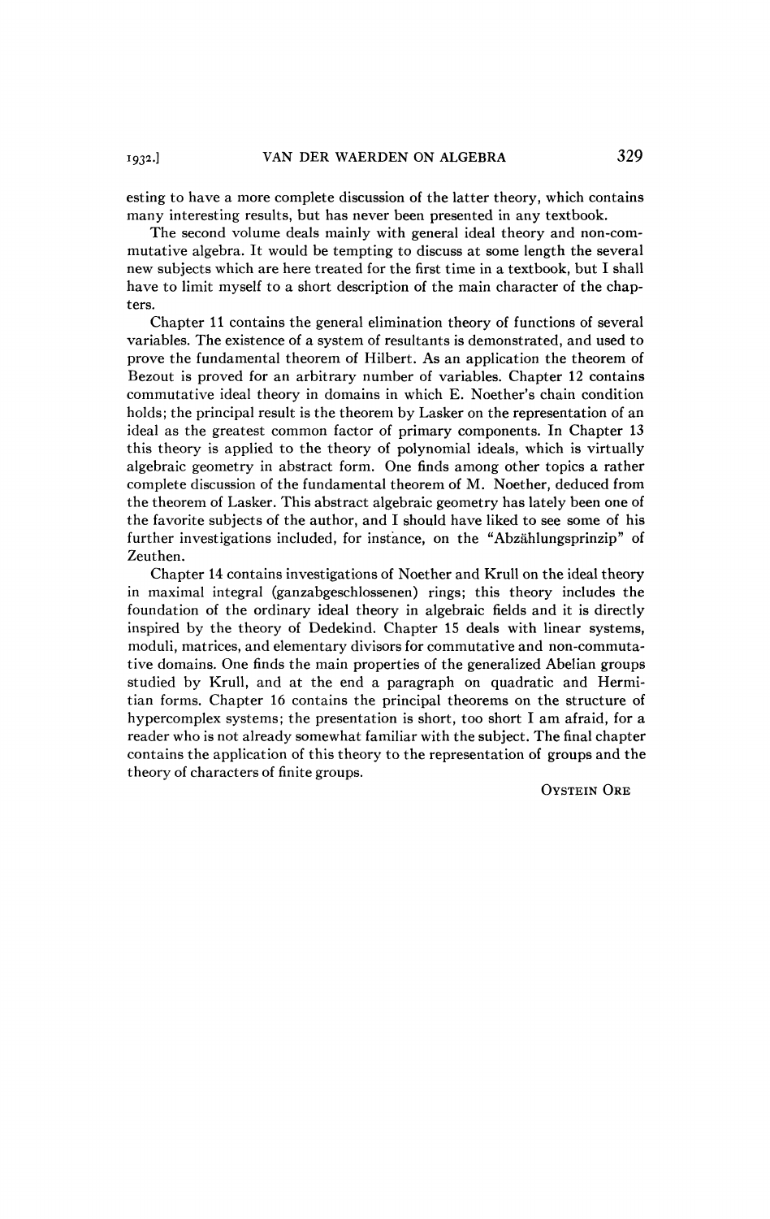esting to have a more complete discussion of the latter theory, which contains many interesting results, but has never been presented in any textbook.

The second volume deals mainly with general ideal theory and non-commutative algebra. It would be tempting to discuss at some length the several new subjects which are here treated for the first time in a textbook, but I shall have to limit myself to a short description of the main character of the chapters.

Chapter 11 contains the general elimination theory of functions of several variables. The existence of a system of resultants is demonstrated, and used to prove the fundamental theorem of Hilbert. As an application the theorem of Bezout is proved for an arbitrary number of variables. Chapter 12 contains commutative ideal theory in domains in which E. Noether's chain condition holds; the principal result is the theorem by Lasker on the representation of an ideal as the greatest common factor of primary components. In Chapter 13 this theory is applied to the theory of polynomial ideals, which is virtually algebraic geometry in abstract form. One finds among other topics a rather complete discussion of the fundamental theorem of M. Noether, deduced from the theorem of Lasker. This abstract algebraic geometry has lately been one of the favorite subjects of the author, and I should have liked to see some of his further investigations included, for instance, on the "Abzählungsprinzip" of Zeuthen.

Chapter 14 contains investigations of Noether and Krull on the ideal theory in maximal integral (ganzabgeschlossenen) rings; this theory includes the foundation of the ordinary ideal theory in algebraic fields and it is directly inspired by the theory of Dedekind. Chapter 15 deals with linear systems, moduli, matrices, and elementary divisors for commutative and non-commutative domains. One finds the main properties of the generalized Abelian groups studied by Krull, and at the end a paragraph on quadratic and Hermitian forms. Chapter 16 contains the principal theorems on the structure of hypercomplex systems; the presentation is short, too short I am afraid, for a reader who is not already somewhat familiar with the subject. The final chapter contains the application of this theory to the representation of groups and the theory of characters of finite groups.

OYSTEIN ORE